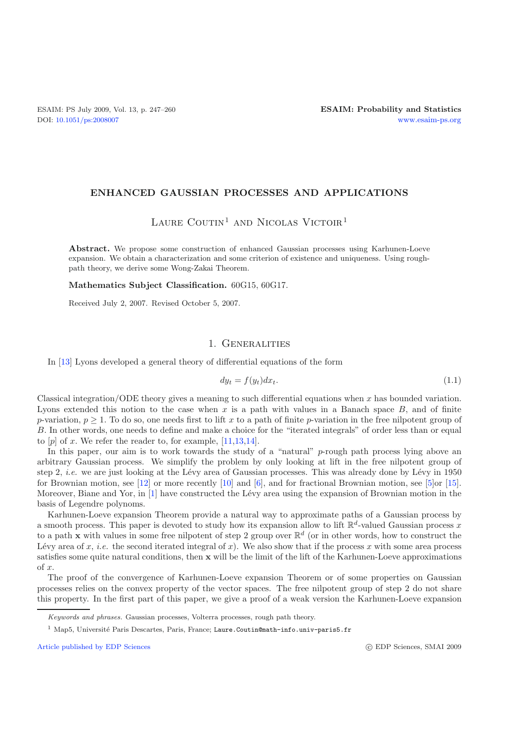# ENHANCED GAUSSIAN PROCESSES AND APPLICATIONS

Laure Coutin[1] and Nicolas Victoir[1]

**Abstract.** We propose some construction of enhanced Gaussian processes using Karhunen-Loeve expansion. We obtain a characterization and some criterion of existence and uniqueness. Using rough-path theory, we derive some Wong-Zakai Theorem.

**Mathematics Subject Classification.** 60G15, 60G17.

Received July 2, 2007. Revised October 5, 2007.

## 1. Generalities

In [13] Lyons developed a general theory of differential equations of the form

$$dy_t = f(y_t)dx_t. \tag{1.1}$$

Classical integration/ODE theory gives a meaning to such differential equations when $x$ has bounded variation. Lyons extended this notion to the case when $x$ is a path with values in a Banach space $B$, and of finite $p$-variation, $p \geq 1$. To do so, one needs first to lift $x$ to a path of finite $p$-variation in the free nilpotent group of $B$. In other words, one needs to define and make a choice for the "iterated integrals" of order less than or equal to $[p]$ of $x$. We refer the reader to, for example, [11,13,14].

In this paper, our aim is to work towards the study of a "natural" $p$-rough path process lying above an arbitrary Gaussian process. We simplify the problem by only looking at lift in the free nilpotent group of step 2, *i.e.* we are just looking at the Lévy area of Gaussian processes. This was already done by Lévy in 1950 for Brownian motion, see [12] or more recently [10] and [6], and for fractional Brownian motion, see [5]or [15]. Moreover, Biane and Yor, in [1] have constructed the Lévy area using the expansion of Brownian motion in the basis of Legendre polynoms.

Karhunen-Loeve expansion Theorem provide a natural way to approximate paths of a Gaussian process by a smooth process. This paper is devoted to study how its expansion allow to lift $\mathbb{R}^d$-valued Gaussian process $x$ to a path $\mathbf{x}$ with values in some free nilpotent of step 2 group over $\mathbb{R}^d$ (or in other words, how to construct the Lévy area of $x$, *i.e.* the second iterated integral of $x$). We also show that if the process $x$ with some area process satisfies some quite natural conditions, then $\mathbf{x}$ will be the limit of the lift of the Karhunen-Loeve approximations of $x$.

The proof of the convergence of Karhunen-Loeve expansion Theorem or of some properties on Gaussian processes relies on the convex property of the vector spaces. The free nilpotent group of step 2 do not share this property. In the first part of this paper, we give a proof of a weak version the Karhunen-Loeve expansion

*Keywords and phrases.* Gaussian processes, Volterra processes, rough path theory.

[1] Map5, Université Paris Descartes, Paris, France; Laure.Coutin@math-info.univ-paris5.fr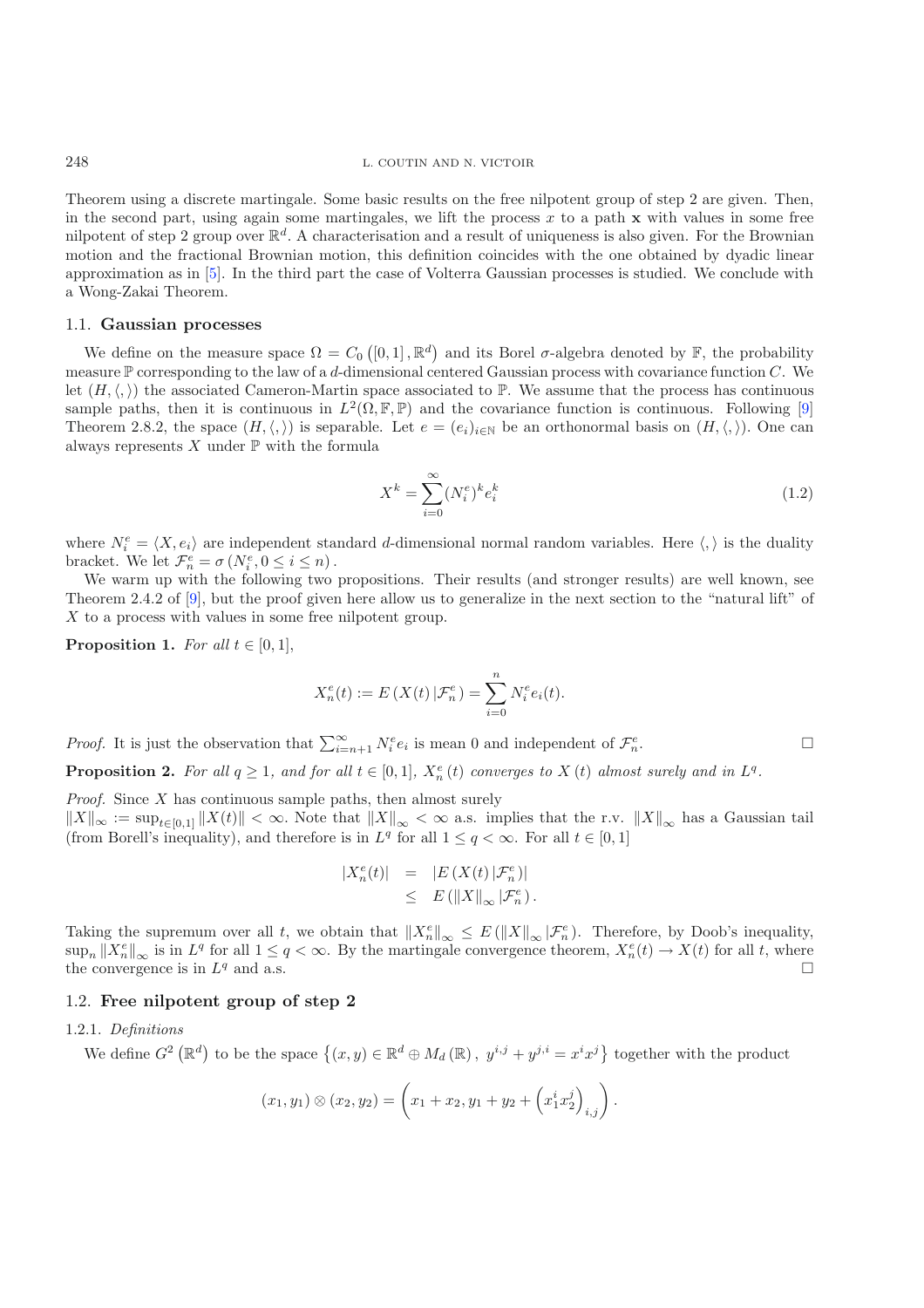Theorem using a discrete martingale. Some basic results on the free nilpotent group of step 2 are given. Then, in the second part, using again some martingales, we lift the process $x$ to a path $\mathbf{x}$ with values in some free nilpotent of step 2 group over $\mathbb{R}^d$. A characterisation and a result of uniqueness is also given. For the Brownian motion and the fractional Brownian motion, this definition coincides with the one obtained by dyadic linear approximation as in [5]. In the third part the case of Volterra Gaussian processes is studied. We conclude with a Wong-Zakai Theorem.

### 1.1. **Gaussian processes**

We define on the measure space $\Omega = C_0\left([0,1], \mathbb{R}^d\right)$ and its Borel $\sigma$-algebra denoted by $\mathbb{F}$, the probability measure $\mathbb{P}$ corresponding to the law of a $d$-dimensional centered Gaussian process with covariance function $C$. We let $(H, \langle,\rangle)$ the associated Cameron-Martin space associated to $\mathbb{P}$. We assume that the process has continuous sample paths, then it is continuous in $L^2(\Omega, \mathbb{F}, \mathbb{P})$ and the covariance function is continuous. Following [9] Theorem 2.8.2, the space $(H, \langle,\rangle)$ is separable. Let $e = (e_i)_{i\in\mathbb{N}}$ be an orthonormal basis on $(H, \langle,\rangle)$. One can always represents $X$ under $\mathbb{P}$ with the formula

$$X^k = \sum_{i=0}^{\infty} (N_i^e)^k e_i^k \tag{1.2}$$

where $N_i^e = \langle X, e_i\rangle$ are independent standard $d$-dimensional normal random variables. Here $\langle,\rangle$ is the duality bracket. We let $\mathcal{F}_n^e = \sigma\left(N_i^e, 0 \le i \le n\right)$.

We warm up with the following two propositions. Their results (and stronger results) are well known, see Theorem 2.4.2 of [9], but the proof given here allow us to generalize in the next section to the "natural lift" of $X$ to a process with values in some free nilpotent group.

**Proposition 1.** *For all $t \in [0,1]$,*

$$X_n^e(t) := E\left(X(t)\,|\mathcal{F}_n^e\right) = \sum_{i=0}^{n} N_i^e e_i(t).$$

*Proof.* It is just the observation that $\sum_{i=n+1}^{\infty} N_i^e e_i$ is mean 0 and independent of $\mathcal{F}_n^e$. $\square$

**Proposition 2.** *For all $q \ge 1$, and for all $t \in [0,1]$, $X_n^e(t)$ converges to $X(t)$ almost surely and in $L^q$.*

*Proof.* Since $X$ has continuous sample paths, then almost surely $\|X\|_\infty := \sup_{t\in[0,1]} \|X(t)\| < \infty$. Note that $\|X\|_\infty < \infty$ a.s. implies that the r.v. $\|X\|_\infty$ has a Gaussian tail (from Borell's inequality), and therefore is in $L^q$ for all $1 \le q < \infty$. For all $t \in [0,1]$

$$\begin{aligned} |X_n^e(t)| &= |E\left(X(t)\,|\mathcal{F}_n^e\right)| \\ &\le E\left(\|X\|_\infty\,|\mathcal{F}_n^e\right). \end{aligned}$$

Taking the supremum over all $t$, we obtain that $\|X_n^e\|_\infty \le E\left(\|X\|_\infty\,|\mathcal{F}_n^e\right)$. Therefore, by Doob's inequality, $\sup_n \|X_n^e\|_\infty$ is in $L^q$ for all $1 \le q < \infty$. By the martingale convergence theorem, $X_n^e(t) \to X(t)$ for all $t$, where the convergence is in $L^q$ and a.s. $\square$

### 1.2. **Free nilpotent group of step 2**

#### 1.2.1. *Definitions*

We define $G^2\left(\mathbb{R}^d\right)$ to be the space $\left\{(x,y) \in \mathbb{R}^d \oplus M_d\left(\mathbb{R}\right),\; y^{i,j} + y^{j,i} = x^i x^j\right\}$ together with the product

$$(x_1, y_1) \otimes (x_2, y_2) = \left(x_1 + x_2, y_1 + y_2 + \left(x_1^i x_2^j\right)_{i,j}\right).$$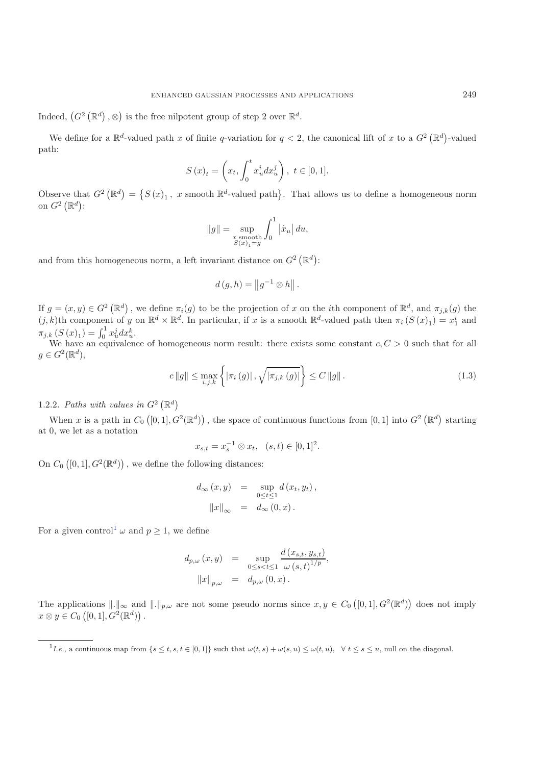Indeed, $\left(G^2\left(\mathbb{R}^d\right),\otimes\right)$ is the free nilpotent group of step 2 over $\mathbb{R}^d$.

We define for a $\mathbb{R}^d$-valued path $x$ of finite $q$-variation for $q<2$, the canonical lift of $x$ to a $G^2\left(\mathbb{R}^d\right)$-valued path:

$$S\left(x\right)_t=\left(x_t,\int_0^t x_u^i dx_u^j\right),\ t\in[0,1].$$

Observe that $G^2\left(\mathbb{R}^d\right)=\left\{S\left(x\right)_1,\ x \text{ smooth } \mathbb{R}^d\text{-valued path}\right\}$. That allows us to define a homogeneous norm on $G^2\left(\mathbb{R}^d\right)$:

$$\left\|g\right\|=\sup_{\substack{x \text{ smooth}\\ S(x)_1=g}}\int_0^1\left|\dot{x}_u\right|du,$$

and from this homogeneous norm, a left invariant distance on $G^2\left(\mathbb{R}^d\right)$:

$$d\left(g,h\right)=\left\|g^{-1}\otimes h\right\|.$$

If $g=(x,y)\in G^2\left(\mathbb{R}^d\right)$, we define $\pi_i(g)$ to be the projection of $x$ on the $i$th component of $\mathbb{R}^d$, and $\pi_{j,k}(g)$ the $(j,k)$th component of $y$ on $\mathbb{R}^d\times\mathbb{R}^d$. In particular, if $x$ is a smooth $\mathbb{R}^d$-valued path then $\pi_i\left(S\left(x\right)_1\right)=x_1^i$ and $\pi_{j,k}\left(S\left(x\right)_1\right)=\int_0^1 x_u^j dx_u^k$.

We have an equivalence of homogeneous norm result: there exists some constant $c,C>0$ such that for all $g\in G^2(\mathbb{R}^d)$,

$$c\left\|g\right\|\leq\max_{i,j,k}\left\{\left|\pi_i\left(g\right)\right|,\sqrt{\left|\pi_{j,k}\left(g\right)\right|}\right\}\leq C\left\|g\right\|. \tag{1.3}$$

1.2.2. *Paths with values in* $G^2\left(\mathbb{R}^d\right)$

When $x$ is a path in $C_0\left([0,1],G^2(\mathbb{R}^d)\right)$, the space of continuous functions from $[0,1]$ into $G^2\left(\mathbb{R}^d\right)$ starting at 0, we let as a notation

$$x_{s,t}=x_s^{-1}\otimes x_t,\quad (s,t)\in[0,1]^2.$$

On $C_0\left([0,1],G^2(\mathbb{R}^d)\right)$, we define the following distances:

$$\begin{aligned}d_\infty\left(x,y\right)&=\sup_{0\leq t\leq 1}d\left(x_t,y_t\right),\\ \left\|x\right\|_\infty&=d_\infty\left(0,x\right).\end{aligned}$$

For a given control[1] $\omega$ and $p\geq 1$, we define

$$\begin{aligned}d_{p,\omega}\left(x,y\right)&=\sup_{0\leq s<t\leq 1}\frac{d\left(x_{s,t},y_{s,t}\right)}{\omega\left(s,t\right)^{1/p}},\\ \left\|x\right\|_{p,\omega}&=d_{p,\omega}\left(0,x\right).\end{aligned}$$

The applications $\|.\|_\infty$ and $\|.\|_{p,\omega}$ are not some pseudo norms since $x,y\in C_0\left([0,1],G^2(\mathbb{R}^d)\right)$ does not imply $x\otimes y\in C_0\left([0,1],G^2(\mathbb{R}^d)\right)$.

[1] *I.e.*, a continuous map from $\{s\leq t,s,t\in[0,1]\}$ such that $\omega(t,s)+\omega(s,u)\leq\omega(t,u),\ \ \forall\ t\leq s\leq u$, null on the diagonal.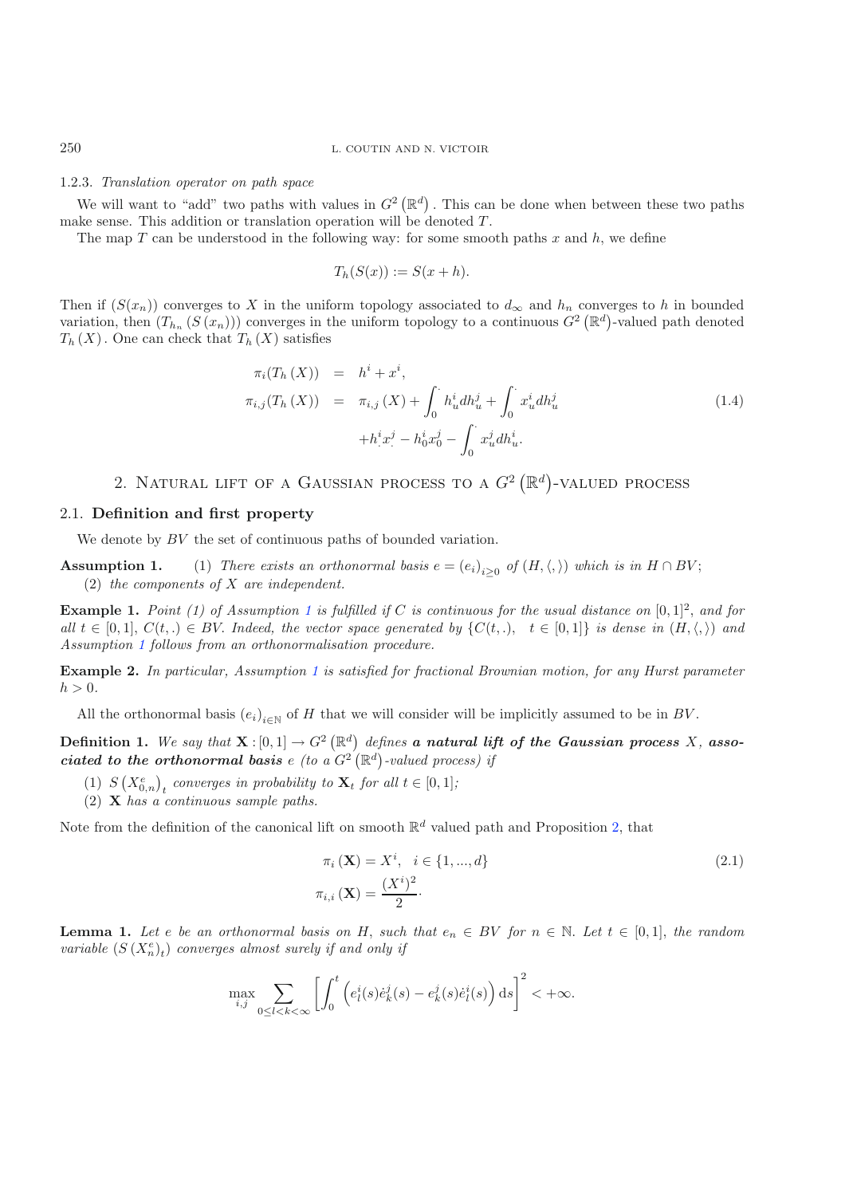1.2.3. *Translation operator on path space*

We will want to "add" two paths with values in $G^2(\mathbb{R}^d)$. This can be done when between these two paths make sense. This addition or translation operation will be denoted $T$.

The map $T$ can be understood in the following way: for some smooth paths $x$ and $h$, we define

$$T_h(S(x)) := S(x+h).$$

Then if $(S(x_n))$ converges to $X$ in the uniform topology associated to $d_\infty$ and $h_n$ converges to $h$ in bounded variation, then $(T_{h_n}(S(x_n)))$ converges in the uniform topology to a continuous $G^2(\mathbb{R}^d)$-valued path denoted $T_h(X)$. One can check that $T_h(X)$ satisfies

$$\begin{aligned}
\pi_i(T_h(X)) &= h^i + x^i, \\
\pi_{i,j}(T_h(X)) &= \pi_{i,j}(X) + \int_0^{\cdot} h_u^i dh_u^j + \int_0^{\cdot} x_u^i dh_u^j \\
&\quad + h_{\cdot}^i x_{\cdot}^j - h_0^i x_0^j - \int_0^{\cdot} x_u^j dh_u^i.
\end{aligned} \tag{1.4}$$

## 2. Natural lift of a Gaussian process to a $G^2(\mathbb{R}^d)$-valued process

### 2.1. Definition and first property

We denote by $BV$ the set of continuous paths of bounded variation.

**Assumption 1.** (1) *There exists an orthonormal basis $e = (e_i)_{i\geq 0}$ of $(H, \langle,\rangle)$ which is in $H \cap BV$;*
(2) *the components of $X$ are independent.*

**Example 1.** *Point (1) of Assumption 1 is fulfilled if $C$ is continuous for the usual distance on $[0,1]^2$, and for all $t \in [0,1]$, $C(t,.) \in BV$. Indeed, the vector space generated by $\{C(t,.), \quad t \in [0,1]\}$ is dense in $(H, \langle,\rangle)$ and Assumption 1 follows from an orthonormalisation procedure.*

**Example 2.** *In particular, Assumption 1 is satisfied for fractional Brownian motion, for any Hurst parameter $h > 0$.*

All the orthonormal basis $(e_i)_{i\in\mathbb{N}}$ of $H$ that we will consider will be implicitly assumed to be in $BV$.

**Definition 1.** *We say that $\mathbf{X} : [0,1] \to G^2(\mathbb{R}^d)$ defines* ***a natural lift of the Gaussian process*** $X$, ***associated to the orthonormal basis*** $e$ *(to a $G^2(\mathbb{R}^d)$-valued process) if*

(1) *$S(X_{0,n}^e)_t$ converges in probability to $\mathbf{X}_t$ for all $t \in [0,1]$;*
(2) *$\mathbf{X}$ has a continuous sample paths.*

Note from the definition of the canonical lift on smooth $\mathbb{R}^d$ valued path and Proposition 2, that

$$\begin{aligned}
\pi_i(\mathbf{X}) &= X^i, \quad i \in \{1,...,d\} \\
\pi_{i,i}(\mathbf{X}) &= \frac{(X^i)^2}{2}\cdot
\end{aligned} \tag{2.1}$$

**Lemma 1.** *Let $e$ be an orthonormal basis on $H$, such that $e_n \in BV$ for $n \in \mathbb{N}$. Let $t \in [0,1]$, the random variable $(S(X_n^e)_t)$ converges almost surely if and only if*

$$\max_{i,j} \sum_{0\leq l<k<\infty} \left[\int_0^t \left(e_l^i(s)\dot{e}_k^j(s) - e_k^j(s)\dot{e}_l^i(s)\right) \mathrm{d}s\right]^2 < +\infty.$$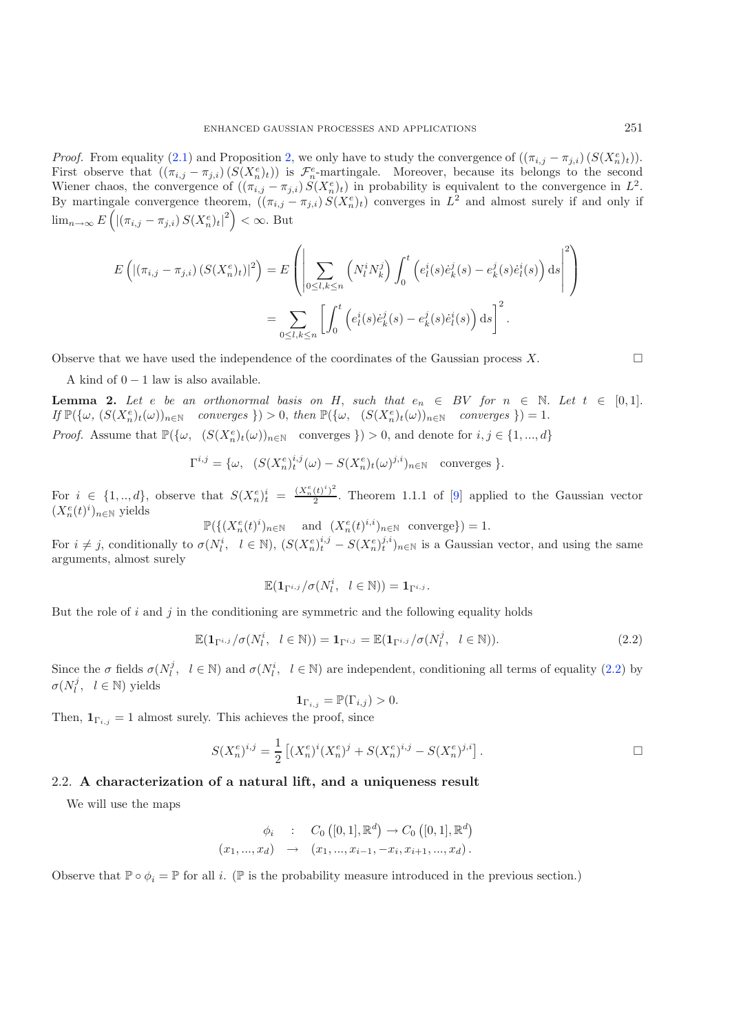*Proof.* From equality (2.1) and Proposition 2, we only have to study the convergence of $((\pi_{i,j} - \pi_{j,i})(S(X_n^e)_t))$. First observe that $((\pi_{i,j} - \pi_{j,i})(S(X_n^e)_t))$ is $\mathcal{F}_n^e$-martingale. Moreover, because its belongs to the second Wiener chaos, the convergence of $((\pi_{i,j} - \pi_{j,i}) S(X_n^e)_t)$ in probability is equivalent to the convergence in $L^2$. By martingale convergence theorem, $((\pi_{i,j} - \pi_{j,i}) S(X_n^e)_t)$ converges in $L^2$ and almost surely if and only if $\lim_{n\to\infty} E\left(|(\pi_{i,j} - \pi_{j,i}) S(X_n^e)_t|^2\right) < \infty$. But

$$
\begin{aligned}
E\left(|(\pi_{i,j} - \pi_{j,i})(S(X_n^e)_t)|^2\right) &= E\left(\left|\sum_{0\leq l,k\leq n}\left(N_l^i N_k^j\right)\int_0^t \left(e_l^i(s)\dot{e}_k^j(s) - e_k^j(s)\dot{e}_l^i(s)\right)\mathrm{d}s\right|^2\right) \\
&= \sum_{0\leq l,k\leq n}\left[\int_0^t \left(e_l^i(s)\dot{e}_k^j(s) - e_k^j(s)\dot{e}_l^i(s)\right)\mathrm{d}s\right]^2.
\end{aligned}
$$

Observe that we have used the independence of the coordinates of the Gaussian process $X$. $\square$

A kind of $0-1$ law is also available.

**Lemma 2.** *Let $e$ be an orthonormal basis on $H$, such that $e_n \in BV$ for $n \in \mathbb{N}$. Let $t \in [0,1]$. If $\mathbb{P}(\{\omega,\ (S(X_n^e)_t(\omega))_{n\in\mathbb{N}}\ \ \text{converges}\ \}) > 0$, then $\mathbb{P}(\{\omega,\ \ (S(X_n^e)_t(\omega))_{n\in\mathbb{N}}\ \ \text{converges}\ \}) = 1$.*

*Proof.* Assume that $\mathbb{P}(\{\omega,\ \ (S(X_n^e)_t(\omega))_{n\in\mathbb{N}}\ \ \text{converges}\ \}) > 0$, and denote for $i,j \in \{1,...,d\}$

$$
\Gamma^{i,j} = \{\omega,\ \ (S(X_n^e)_t^{i,j}(\omega) - S(X_n^e)_t(\omega)^{j,i})_{n\in\mathbb{N}}\ \ \text{converges}\ \}.
$$

For $i \in \{1,..,d\}$, observe that $S(X_n^e)_t^i = \frac{(X_n^e(t)^i)^2}{2}$. Theorem 1.1.1 of [9] applied to the Gaussian vector $(X_n^e(t)^i)_{n\in\mathbb{N}}$ yields

$$
\mathbb{P}(\{(X_n^e(t)^i)_{n\in\mathbb{N}}\quad \text{and}\ \ (X_n^e(t)^{i,i})_{n\in\mathbb{N}}\ \ \text{converge}\}) = 1.
$$

For $i \neq j$, conditionally to $\sigma(N_l^i,\ \ l \in \mathbb{N})$, $(S(X_n^e)_t^{i,j} - S(X_n^e)_t^{j,i})_{n\in\mathbb{N}}$ is a Gaussian vector, and using the same arguments, almost surely

$$
\mathbb{E}(\mathbf{1}_{\Gamma^{i,j}}/\sigma(N_l^i,\ \ l \in \mathbb{N})) = \mathbf{1}_{\Gamma^{i,j}}.
$$

But the role of $i$ and $j$ in the conditioning are symmetric and the following equality holds

$$
\mathbb{E}(\mathbf{1}_{\Gamma^{i,j}}/\sigma(N_l^i,\ \ l \in \mathbb{N})) = \mathbf{1}_{\Gamma^{i,j}} = \mathbb{E}(\mathbf{1}_{\Gamma^{i,j}}/\sigma(N_l^j,\ \ l \in \mathbb{N})). \tag{2.2}
$$

Since the $\sigma$ fields $\sigma(N_l^j,\ \ l \in \mathbb{N})$ and $\sigma(N_l^i,\ \ l \in \mathbb{N})$ are independent, conditioning all terms of equality (2.2) by $\sigma(N_l^j,\ \ l \in \mathbb{N})$ yields

$$
\mathbf{1}_{\Gamma_{i,j}} = \mathbb{P}(\Gamma_{i,j}) > 0.
$$

Then, $\mathbf{1}_{\Gamma_{i,j}} = 1$ almost surely. This achieves the proof, since

$$
S(X_n^e)^{i,j} = \frac{1}{2}\left[(X_n^e)^i(X_n^e)^j + S(X_n^e)^{i,j} - S(X_n^e)^{j,i}\right]. \qquad \square
$$

### 2.2. **A characterization of a natural lift, and a uniqueness result**

We will use the maps

$$
\begin{aligned}
\phi_i \quad &: \quad C_0\left([0,1],\mathbb{R}^d\right) \to C_0\left([0,1],\mathbb{R}^d\right) \\
(x_1,...,x_d) \quad &\to \quad (x_1,...,x_{i-1},-x_i,x_{i+1},...,x_d).
\end{aligned}
$$

Observe that $\mathbb{P}\circ\phi_i = \mathbb{P}$ for all $i$. ($\mathbb{P}$ is the probability measure introduced in the previous section.)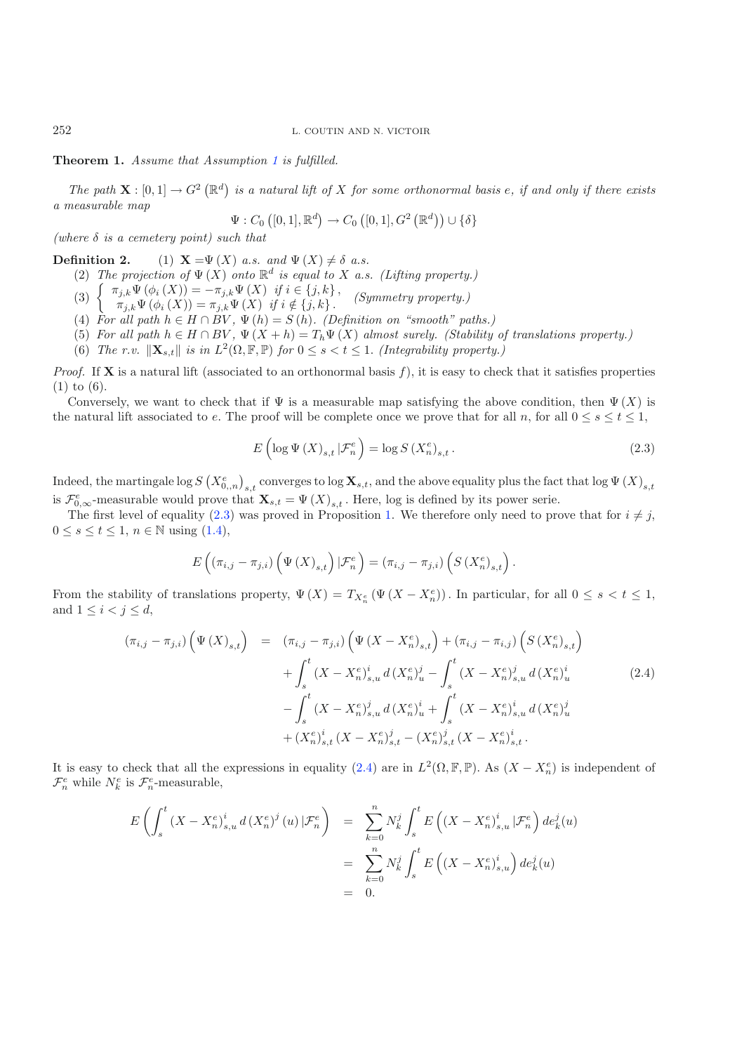**Theorem 1.** *Assume that Assumption 1 is fulfilled.*

*The path $\mathbf{X} : [0,1] \to G^2\left(\mathbb{R}^d\right)$ is a natural lift of $X$ for some orthonormal basis $e$, if and only if there exists a measurable map*

$$\Psi : C_0\left([0,1], \mathbb{R}^d\right) \to C_0\left([0,1], G^2\left(\mathbb{R}^d\right)\right) \cup \{\delta\}$$

*(where $\delta$ is a cemetery point) such that*

**Definition 2.** (1) $\mathbf{X} = \Psi(X)$ *a.s. and* $\Psi(X) \neq \delta$ *a.s.*

(2) *The projection of $\Psi(X)$ onto $\mathbb{R}^d$ is equal to $X$ a.s. (Lifting property.)*

(3) $\begin{cases} \pi_{j,k}\Psi\left(\phi_i\left(X\right)\right) = -\pi_{j,k}\Psi\left(X\right) & \text{if } i \in \{j,k\}, \\ \pi_{j,k}\Psi\left(\phi_i\left(X\right)\right) = \pi_{j,k}\Psi\left(X\right) & \text{if } i \notin \{j,k\}. \end{cases}$ *(Symmetry property.)*

(4) *For all path $h \in H \cap BV$, $\Psi(h) = S(h)$. (Definition on "smooth" paths.)*

(5) *For all path $h \in H \cap BV$, $\Psi(X+h) = T_h\Psi(X)$ almost surely. (Stability of translations property.)*

(6) *The r.v. $\|\mathbf{X}_{s,t}\|$ is in $L^2(\Omega, \mathbb{F}, \mathbb{P})$ for $0 \leq s < t \leq 1$. (Integrability property.)*

*Proof.* If $\mathbf{X}$ is a natural lift (associated to an orthonormal basis $f$), it is easy to check that it satisfies properties (1) to (6).

Conversely, we want to check that if $\Psi$ is a measurable map satisfying the above condition, then $\Psi(X)$ is the natural lift associated to $e$. The proof will be complete once we prove that for all $n$, for all $0 \leq s \leq t \leq 1$,

$$E\left(\log \Psi\left(X\right)_{s,t} | \mathcal{F}_n^e\right) = \log S\left(X_n^e\right)_{s,t}. \tag{2.3}$$

Indeed, the martingale $\log S\left(X_{0,,n}^e\right)_{s,t}$ converges to $\log \mathbf{X}_{s,t}$, and the above equality plus the fact that $\log \Psi\left(X\right)_{s,t}$ is $\mathcal{F}_{0,\infty}^e$-measurable would prove that $\mathbf{X}_{s,t} = \Psi\left(X\right)_{s,t}$. Here, log is defined by its power serie.

The first level of equality (2.3) was proved in Proposition 1. We therefore only need to prove that for $i \neq j$, $0 \leq s \leq t \leq 1$, $n \in \mathbb{N}$ using (1.4),

$$E\left(\left(\pi_{i,j} - \pi_{j,i}\right)\left(\Psi\left(X\right)_{s,t}\right) | \mathcal{F}_n^e\right) = \left(\pi_{i,j} - \pi_{j,i}\right)\left(S\left(X_n^e\right)_{s,t}\right).$$

From the stability of translations property, $\Psi(X) = T_{X_n^e}\left(\Psi\left(X - X_n^e\right)\right)$. In particular, for all $0 \leq s < t \leq 1$, and $1 \leq i < j \leq d$,

$$\begin{aligned} \left(\pi_{i,j} - \pi_{j,i}\right)\left(\Psi\left(X\right)_{s,t}\right) &= \left(\pi_{i,j} - \pi_{j,i}\right)\left(\Psi\left(X - X_n^e\right)_{s,t}\right) + \left(\pi_{i,j} - \pi_{i,j}\right)\left(S\left(X_n^e\right)_{s,t}\right) \\ &\quad + \int_s^t \left(X - X_n^e\right)_{s,u}^i d\left(X_n^e\right)_u^j - \int_s^t \left(X - X_n^e\right)_{s,u}^j d\left(X_n^e\right)_u^i \\ &\quad - \int_s^t \left(X - X_n^e\right)_{s,u}^j d\left(X_n^e\right)_u^i + \int_s^t \left(X - X_n^e\right)_{s,u}^i d\left(X_n^e\right)_u^j \\ &\quad + \left(X_n^e\right)_{s,t}^i \left(X - X_n^e\right)_{s,t}^j - \left(X_n^e\right)_{s,t}^j \left(X - X_n^e\right)_{s,t}^i. \end{aligned} \tag{2.4}$$

It is easy to check that all the expressions in equality (2.4) are in $L^2(\Omega, \mathbb{F}, \mathbb{P})$. As $\left(X - X_n^e\right)$ is independent of $\mathcal{F}_n^e$ while $N_k^e$ is $\mathcal{F}_n^e$-measurable,

$$\begin{aligned} E\left(\int_s^t \left(X - X_n^e\right)_{s,u}^i d\left(X_n^e\right)^j(u) | \mathcal{F}_n^e\right) &= \sum_{k=0}^n N_k^j \int_s^t E\left(\left(X - X_n^e\right)_{s,u}^i | \mathcal{F}_n^e\right) de_k^j(u) \\ &= \sum_{k=0}^n N_k^j \int_s^t E\left(\left(X - X_n^e\right)_{s,u}^i\right) de_k^j(u) \\ &= 0. \end{aligned}$$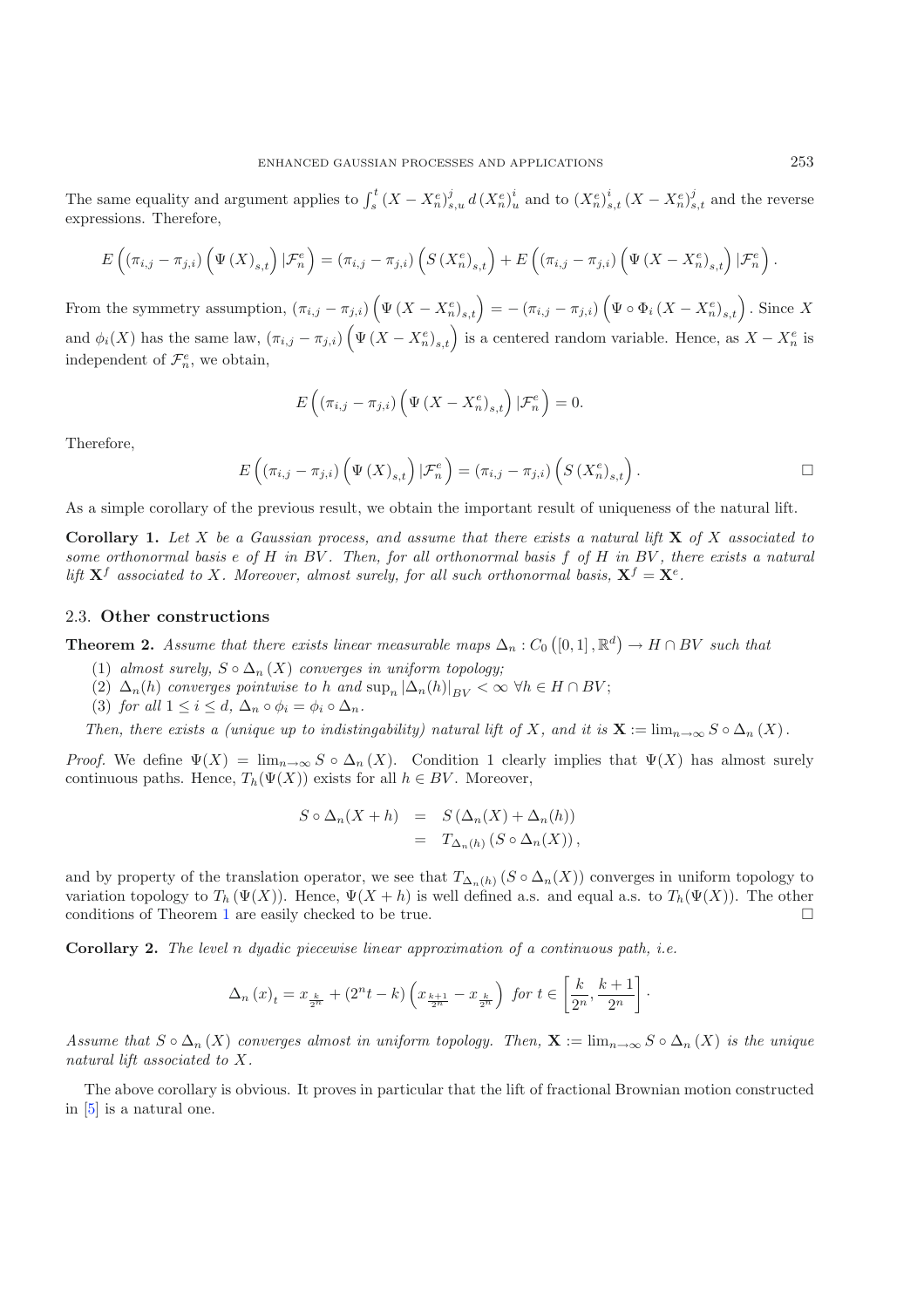The same equality and argument applies to $\int_s^t \left(X - X_n^e\right)_{s,u}^j d\left(X_n^e\right)_u^i$ and to $\left(X_n^e\right)_{s,t}^i \left(X - X_n^e\right)_{s,t}^j$ and the reverse expressions. Therefore,

$$E\left(\left(\pi_{i,j} - \pi_{j,i}\right)\left(\Psi\left(X\right)_{s,t}\right)|\mathcal{F}_n^e\right) = \left(\pi_{i,j} - \pi_{j,i}\right)\left(S\left(X_n^e\right)_{s,t}\right) + E\left(\left(\pi_{i,j} - \pi_{j,i}\right)\left(\Psi\left(X - X_n^e\right)_{s,t}\right)|\mathcal{F}_n^e\right).$$

From the symmetry assumption, $\left(\pi_{i,j} - \pi_{j,i}\right)\left(\Psi\left(X - X_n^e\right)_{s,t}\right) = -\left(\pi_{i,j} - \pi_{j,i}\right)\left(\Psi \circ \Phi_i\left(X - X_n^e\right)_{s,t}\right)$. Since $X$ and $\phi_i(X)$ has the same law, $\left(\pi_{i,j} - \pi_{j,i}\right)\left(\Psi\left(X - X_n^e\right)_{s,t}\right)$ is a centered random variable. Hence, as $X - X_n^e$ is independent of $\mathcal{F}_n^e$, we obtain,

$$E\left(\left(\pi_{i,j} - \pi_{j,i}\right)\left(\Psi\left(X - X_n^e\right)_{s,t}\right)|\mathcal{F}_n^e\right) = 0.$$

Therefore,

$$E\left(\left(\pi_{i,j} - \pi_{j,i}\right)\left(\Psi\left(X\right)_{s,t}\right)|\mathcal{F}_n^e\right) = \left(\pi_{i,j} - \pi_{j,i}\right)\left(S\left(X_n^e\right)_{s,t}\right).$$

□

As a simple corollary of the previous result, we obtain the important result of uniqueness of the natural lift.

**Corollary 1.** *Let $X$ be a Gaussian process, and assume that there exists a natural lift $\mathbf{X}$ of $X$ associated to some orthonormal basis $e$ of $H$ in $BV$. Then, for all orthonormal basis $f$ of $H$ in $BV$, there exists a natural lift $\mathbf{X}^f$ associated to $X$. Moreover, almost surely, for all such orthonormal basis, $\mathbf{X}^f = \mathbf{X}^e$.*

## 2.3. Other constructions

**Theorem 2.** *Assume that there exists linear measurable maps $\Delta_n : C_0\left([0,1], \mathbb{R}^d\right) \to H \cap BV$ such that*

1. *almost surely, $S \circ \Delta_n(X)$ converges in uniform topology;*
2. *$\Delta_n(h)$ converges pointwise to $h$ and $\sup_n |\Delta_n(h)|_{BV} < \infty$ $\forall h \in H \cap BV$;*
3. *for all $1 \leq i \leq d$, $\Delta_n \circ \phi_i = \phi_i \circ \Delta_n$.*

*Then, there exists a (unique up to indistingability) natural lift of $X$, and it is $\mathbf{X} := \lim_{n\to\infty} S \circ \Delta_n(X)$.*

*Proof.* We define $\Psi(X) = \lim_{n\to\infty} S \circ \Delta_n(X)$. Condition 1 clearly implies that $\Psi(X)$ has almost surely continuous paths. Hence, $T_h(\Psi(X))$ exists for all $h \in BV$. Moreover,

$$\begin{aligned}
S \circ \Delta_n(X + h) &= S\left(\Delta_n(X) + \Delta_n(h)\right) \\
&= T_{\Delta_n(h)}\left(S \circ \Delta_n(X)\right),
\end{aligned}$$

and by property of the translation operator, we see that $T_{\Delta_n(h)}\left(S \circ \Delta_n(X)\right)$ converges in uniform topology to variation topology to $T_h\left(\Psi(X)\right)$. Hence, $\Psi(X + h)$ is well defined a.s. and equal a.s. to $T_h(\Psi(X))$. The other conditions of Theorem 1 are easily checked to be true. □

**Corollary 2.** *The level $n$ dyadic piecewise linear approximation of a continuous path, i.e.*

$$\Delta_n(x)_t = x_{\frac{k}{2^n}} + \left(2^n t - k\right)\left(x_{\frac{k+1}{2^n}} - x_{\frac{k}{2^n}}\right) \text{ for } t \in \left[\frac{k}{2^n}, \frac{k+1}{2^n}\right].$$

*Assume that $S \circ \Delta_n(X)$ converges almost in uniform topology. Then, $\mathbf{X} := \lim_{n\to\infty} S \circ \Delta_n(X)$ is the unique natural lift associated to $X$.*

The above corollary is obvious. It proves in particular that the lift of fractional Brownian motion constructed in [5] is a natural one.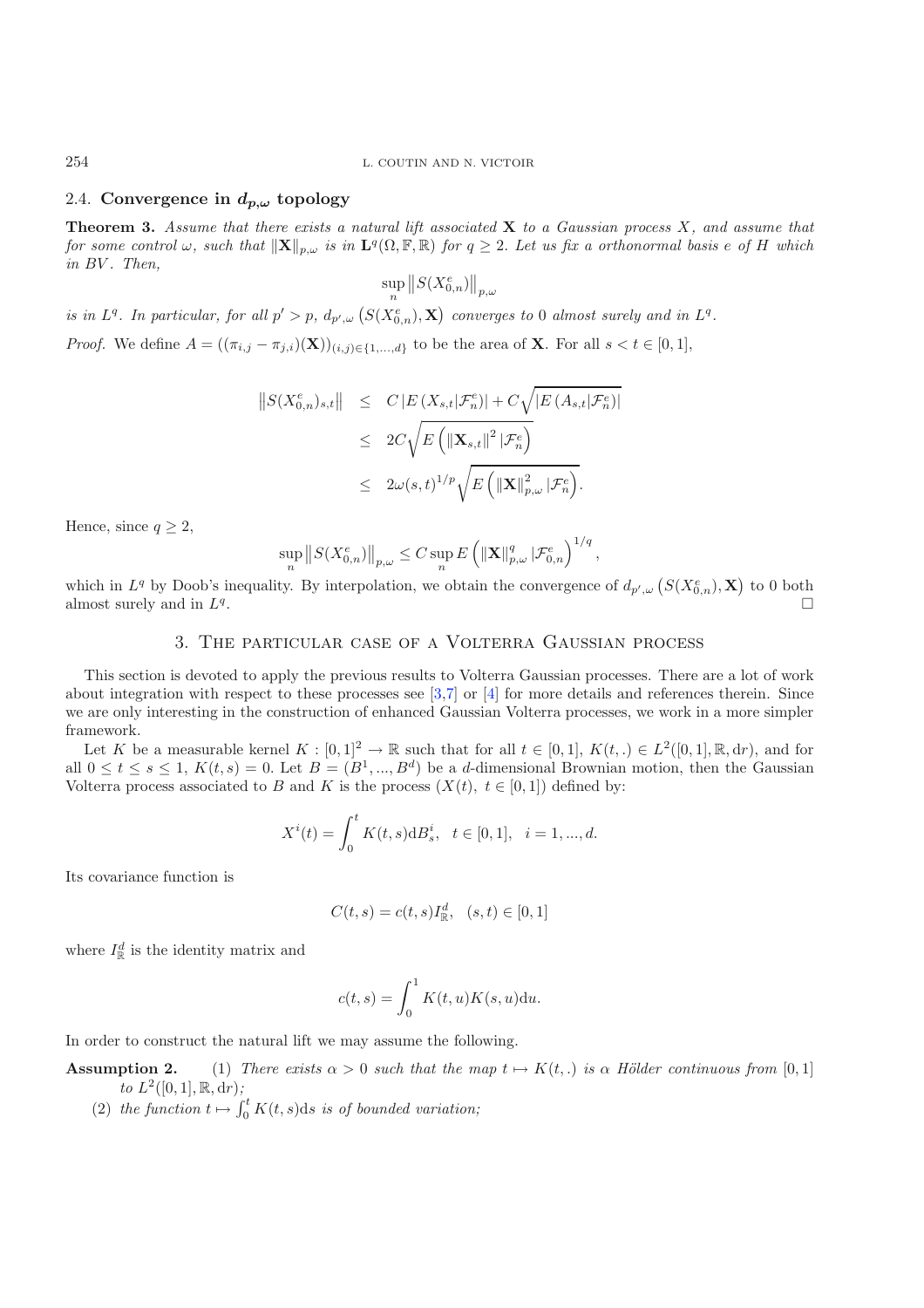### 2.4. Convergence in $d_{p,\omega}$ topology

**Theorem 3.** *Assume that there exists a natural lift associated* $\mathbf{X}$ *to a Gaussian process* $X$*, and assume that for some control* $\omega$*, such that* $\|\mathbf{X}\|_{p,\omega}$ *is in* $\mathbf{L}^q(\Omega, \mathbb{F}, \mathbb{R})$ *for* $q \geq 2$*. Let us fix a orthonormal basis* $e$ *of* $H$ *which in* $BV$*. Then,*

$$\sup_n \left\| S(X^e_{0,n}) \right\|_{p,\omega}$$

*is in* $L^q$*. In particular, for all* $p' > p$*,* $d_{p',\omega}\left(S(X^e_{0,n}), \mathbf{X}\right)$ *converges to* $0$ *almost surely and in* $L^q$*.*

*Proof.* We define $A = ((\pi_{i,j} - \pi_{j,i})(\mathbf{X}))_{(i,j)\in\{1,\ldots,d\}}$ to be the area of $\mathbf{X}$. For all $s < t \in [0,1]$,

$$\begin{aligned}
\left\| S(X^e_{0,n})_{s,t} \right\| &\leq C \left| E\left(X_{s,t} | \mathcal{F}^e_n\right) \right| + C\sqrt{\left| E\left(A_{s,t} | \mathcal{F}^e_n\right) \right|} \\
&\leq 2C\sqrt{E\left( \left\| \mathbf{X}_{s,t} \right\|^2 | \mathcal{F}^e_n \right)} \\
&\leq 2\omega(s,t)^{1/p} \sqrt{E\left( \left\| \mathbf{X} \right\|^2_{p,\omega} | \mathcal{F}^e_n \right)}.
\end{aligned}$$

Hence, since $q \geq 2$,

$$\sup_n \left\| S(X^e_{0,n}) \right\|_{p,\omega} \leq C \sup_n E\left( \left\| \mathbf{X} \right\|^q_{p,\omega} | \mathcal{F}^e_{0,n} \right)^{1/q},$$

which in $L^q$ by Doob's inequality. By interpolation, we obtain the convergence of $d_{p',\omega}\left(S(X^e_{0,n}), \mathbf{X}\right)$ to 0 both almost surely and in $L^q$. □

## 3. The particular case of a Volterra Gaussian process

This section is devoted to apply the previous results to Volterra Gaussian processes. There are a lot of work about integration with respect to these processes see [3,7] or [4] for more details and references therein. Since we are only interesting in the construction of enhanced Gaussian Volterra processes, we work in a more simpler framework.

Let $K$ be a measurable kernel $K : [0,1]^2 \to \mathbb{R}$ such that for all $t \in [0,1]$, $K(t,.) \in L^2([0,1], \mathbb{R}, \mathrm{d}r)$, and for all $0 \leq t \leq s \leq 1$, $K(t,s) = 0$. Let $B = (B^1, \ldots, B^d)$ be a $d$-dimensional Brownian motion, then the Gaussian Volterra process associated to $B$ and $K$ is the process $(X(t),\ t \in [0,1])$ defined by:

$$X^i(t) = \int_0^t K(t,s)\mathrm{d}B^i_s, \quad t \in [0,1], \quad i = 1, \ldots, d.$$

Its covariance function is

$$C(t,s) = c(t,s)I^d_{\mathbb{R}}, \quad (s,t) \in [0,1]$$

where $I^d_{\mathbb{R}}$ is the identity matrix and

$$c(t,s) = \int_0^1 K(t,u)K(s,u)\mathrm{d}u.$$

In order to construct the natural lift we may assume the following.

**Assumption 2.**

1. *There exists* $\alpha > 0$ *such that the map* $t \mapsto K(t,.)$ *is* $\alpha$ *Hölder continuous from* $[0,1]$ *to* $L^2([0,1], \mathbb{R}, \mathrm{d}r)$*;*
2. *the function* $t \mapsto \int_0^t K(t,s)\mathrm{d}s$ *is of bounded variation;*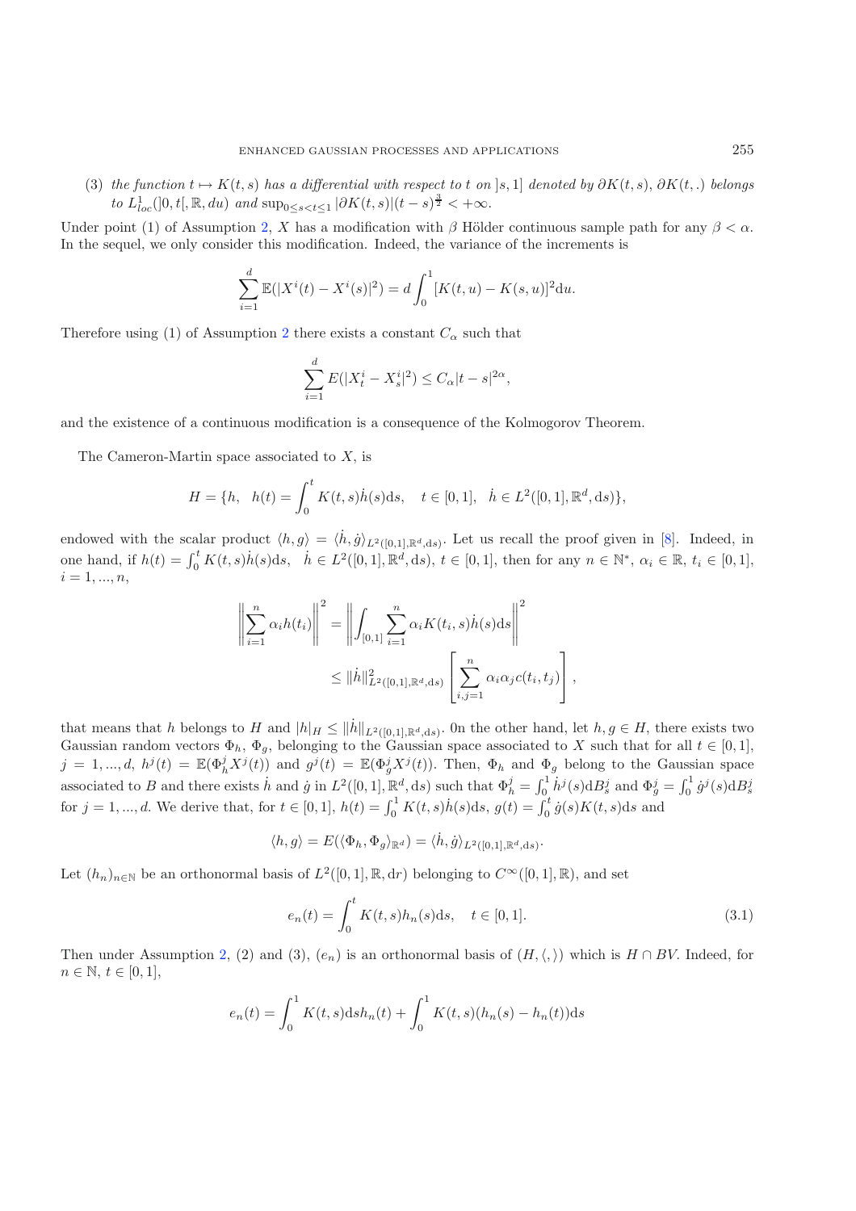(3) *the function $t \mapsto K(t,s)$ has a differential with respect to $t$ on $]s,1]$ denoted by $\partial K(t,s)$, $\partial K(t,.)$ belongs to $L^1_{loc}(]0,t[,\mathbb{R},du)$ and $\sup_{0\leq s<t\leq 1} |\partial K(t,s)|(t-s)^{\frac{3}{2}} < +\infty$.*

Under point (1) of Assumption 2, $X$ has a modification with $\beta$ Hölder continuous sample path for any $\beta < \alpha$. In the sequel, we only consider this modification. Indeed, the variance of the increments is

$$\sum_{i=1}^{d} \mathbb{E}(|X^i(t) - X^i(s)|^2) = d \int_0^1 [K(t,u) - K(s,u)]^2 \mathrm{d}u.$$

Therefore using (1) of Assumption 2 there exists a constant $C_\alpha$ such that

$$\sum_{i=1}^{d} E(|X^i_t - X^i_s|^2) \leq C_\alpha |t-s|^{2\alpha},$$

and the existence of a continuous modification is a consequence of the Kolmogorov Theorem.

The Cameron-Martin space associated to $X$, is

$$H = \{h, \quad h(t) = \int_0^t K(t,s)\dot{h}(s)\mathrm{d}s, \quad t \in [0,1], \quad \dot{h} \in L^2([0,1],\mathbb{R}^d,\mathrm{d}s)\},$$

endowed with the scalar product $\langle h, g\rangle = \langle \dot{h}, \dot{g}\rangle_{L^2([0,1],\mathbb{R}^d,\mathrm{d}s)}$. Let us recall the proof given in [8]. Indeed, in one hand, if $h(t) = \int_0^t K(t,s)\dot{h}(s)\mathrm{d}s$, $\dot{h} \in L^2([0,1],\mathbb{R}^d,\mathrm{d}s)$, $t \in [0,1]$, then for any $n \in \mathbb{N}^*$, $\alpha_i \in \mathbb{R}$, $t_i \in [0,1]$, $i = 1,...,n$,

$$\begin{aligned}
\left\| \sum_{i=1}^{n} \alpha_i h(t_i) \right\|^2 &= \left\| \int_{[0,1]} \sum_{i=1}^{n} \alpha_i K(t_i,s)\dot{h}(s)\mathrm{d}s \right\|^2 \\
&\leq \|\dot{h}\|^2_{L^2([0,1],\mathbb{R}^d,\mathrm{d}s)} \left[ \sum_{i,j=1}^{n} \alpha_i \alpha_j c(t_i,t_j) \right],
\end{aligned}$$

that means that $h$ belongs to $H$ and $|h|_H \leq \|\dot{h}\|_{L^2([0,1],\mathbb{R}^d,\mathrm{d}s)}$. 0n the other hand, let $h, g \in H$, there exists two Gaussian random vectors $\Phi_h$, $\Phi_g$, belonging to the Gaussian space associated to $X$ such that for all $t \in [0,1]$, $j = 1,...,d$, $h^j(t) = \mathbb{E}(\Phi^j_h X^j(t))$ and $g^j(t) = \mathbb{E}(\Phi^j_g X^j(t))$. Then, $\Phi_h$ and $\Phi_g$ belong to the Gaussian space associated to $B$ and there exists $\dot{h}$ and $\dot{g}$ in $L^2([0,1],\mathbb{R}^d,\mathrm{d}s)$ such that $\Phi^j_h = \int_0^1 \dot{h}^j(s)\mathrm{d}B^j_s$ and $\Phi^j_g = \int_0^1 \dot{g}^j(s)\mathrm{d}B^j_s$ for $j = 1,...,d$. We derive that, for $t \in [0,1]$, $h(t) = \int_0^1 K(t,s)\dot{h}(s)\mathrm{d}s$, $g(t) = \int_0^t \dot{g}(s)K(t,s)\mathrm{d}s$ and

$$\langle h, g\rangle = E(\langle \Phi_h, \Phi_g\rangle_{\mathbb{R}^d}) = \langle \dot{h}, \dot{g}\rangle_{L^2([0,1],\mathbb{R}^d,\mathrm{d}s)}.$$

Let $(h_n)_{n\in\mathbb{N}}$ be an orthonormal basis of $L^2([0,1],\mathbb{R},\mathrm{d}r)$ belonging to $C^\infty([0,1],\mathbb{R})$, and set

$$e_n(t) = \int_0^t K(t,s)h_n(s)\mathrm{d}s, \quad t \in [0,1]. \tag{3.1}$$

Then under Assumption 2, (2) and (3), $(e_n)$ is an orthonormal basis of $(H, \langle,\rangle)$ which is $H \cap BV$. Indeed, for $n \in \mathbb{N}$, $t \in [0,1]$,

$$e_n(t) = \int_0^1 K(t,s)\mathrm{d}s h_n(t) + \int_0^1 K(t,s)(h_n(s) - h_n(t))\mathrm{d}s$$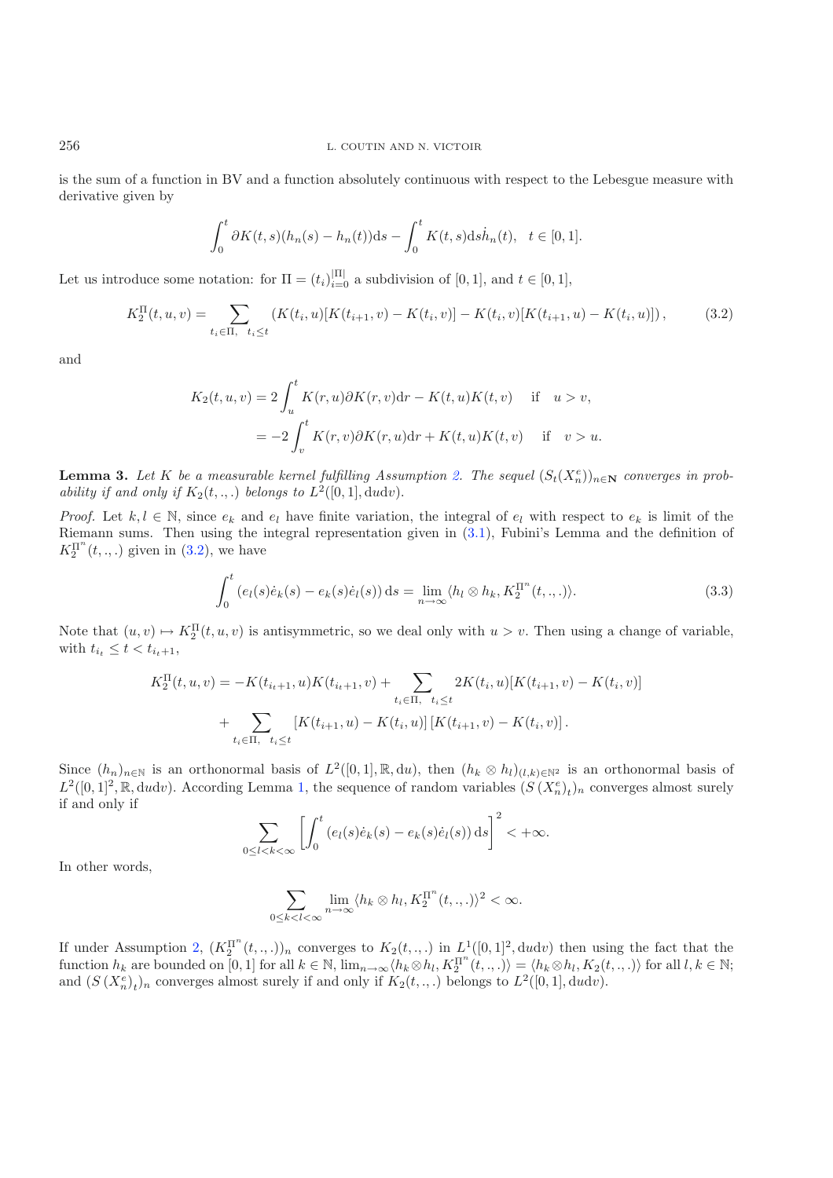is the sum of a function in BV and a function absolutely continuous with respect to the Lebesgue measure with derivative given by

$$\int_0^t \partial K(t,s)(h_n(s) - h_n(t))\mathrm{d}s - \int_0^t K(t,s)\mathrm{d}s\dot{h}_n(t), \quad t \in [0,1].$$

Let us introduce some notation: for $\Pi = (t_i)_{i=0}^{|\Pi|}$ a subdivision of $[0,1]$, and $t \in [0,1]$,

$$K_2^{\Pi}(t,u,v) = \sum_{t_i \in \Pi,\ \ t_i \le t} \left(K(t_i,u)[K(t_{i+1},v) - K(t_i,v)] - K(t_i,v)[K(t_{i+1},u) - K(t_i,u)]\right), \tag{3.2}$$

and

$$\begin{aligned} K_2(t,u,v) &= 2\int_u^t K(r,u)\partial K(r,v)\mathrm{d}r - K(t,u)K(t,v) \quad \text{ if } \quad u > v, \\ &= -2\int_v^t K(r,v)\partial K(r,u)\mathrm{d}r + K(t,u)K(t,v) \quad \text{ if } \quad v > u. \end{aligned}$$

**Lemma 3.** *Let $K$ be a measurable kernel fulfilling Assumption 2. The sequel $(S_t(X_n^e))_{n\in\mathbf{N}}$ converges in probability if and only if $K_2(t,.,.)$ belongs to $L^2([0,1], \mathrm{d}u\mathrm{d}v)$.*

*Proof.* Let $k,l \in \mathbb{N}$, since $e_k$ and $e_l$ have finite variation, the integral of $e_l$ with respect to $e_k$ is limit of the Riemann sums. Then using the integral representation given in (3.1), Fubini's Lemma and the definition of $K_2^{\Pi^n}(t,.,.)$ given in (3.2), we have

$$\int_0^t \left(e_l(s)\dot{e}_k(s) - e_k(s)\dot{e}_l(s)\right)\mathrm{d}s = \lim_{n\to\infty} \langle h_l \otimes h_k, K_2^{\Pi^n}(t,.,.)\rangle. \tag{3.3}$$

Note that $(u,v) \mapsto K_2^{\Pi}(t,u,v)$ is antisymmetric, so we deal only with $u > v$. Then using a change of variable, with $t_{i_t} \le t < t_{i_t+1}$,

$$\begin{aligned} K_2^{\Pi}(t,u,v) = &-K(t_{i_t+1},u)K(t_{i_t+1},v) + \sum_{t_i\in\Pi,\ \ t_i\le t} 2K(t_i,u)[K(t_{i+1},v) - K(t_i,v)] \\ &+ \sum_{t_i\in\Pi,\ \ t_i\le t} [K(t_{i+1},u) - K(t_i,u)]\,[K(t_{i+1},v) - K(t_i,v)]\,. \end{aligned}$$

Since $(h_n)_{n\in\mathbb{N}}$ is an orthonormal basis of $L^2([0,1],\mathbb{R},\mathrm{d}u)$, then $(h_k \otimes h_l)_{(l,k)\in\mathbb{N}^2}$ is an orthonormal basis of $L^2([0,1]^2,\mathbb{R},\mathrm{d}u\mathrm{d}v)$. According Lemma 1, the sequence of random variables $(S\,(X_n^e)_t)_n$ converges almost surely if and only if

$$\sum_{0\le l<k<\infty} \left[\int_0^t \left(e_l(s)\dot{e}_k(s) - e_k(s)\dot{e}_l(s)\right)\mathrm{d}s\right]^2 < +\infty.$$

In other words,

$$\sum_{0\le k<l<\infty} \lim_{n\to\infty} \langle h_k \otimes h_l, K_2^{\Pi^n}(t,.,.)\rangle^2 < \infty.$$

If under Assumption 2, $(K_2^{\Pi^n}(t,.,.))_n$ converges to $K_2(t,.,.)$ in $L^1([0,1]^2, \mathrm{d}u\mathrm{d}v)$ then using the fact that the function $h_k$ are bounded on $[0,1]$ for all $k\in\mathbb{N}$, $\lim_{n\to\infty}\langle h_k\otimes h_l, K_2^{\Pi^n}(t,.,.)\rangle = \langle h_k\otimes h_l, K_2(t,.,.)\rangle$ for all $l,k\in\mathbb{N}$; and $(S\,(X_n^e)_t)_n$ converges almost surely if and only if $K_2(t,.,.)$ belongs to $L^2([0,1], \mathrm{d}u\mathrm{d}v)$.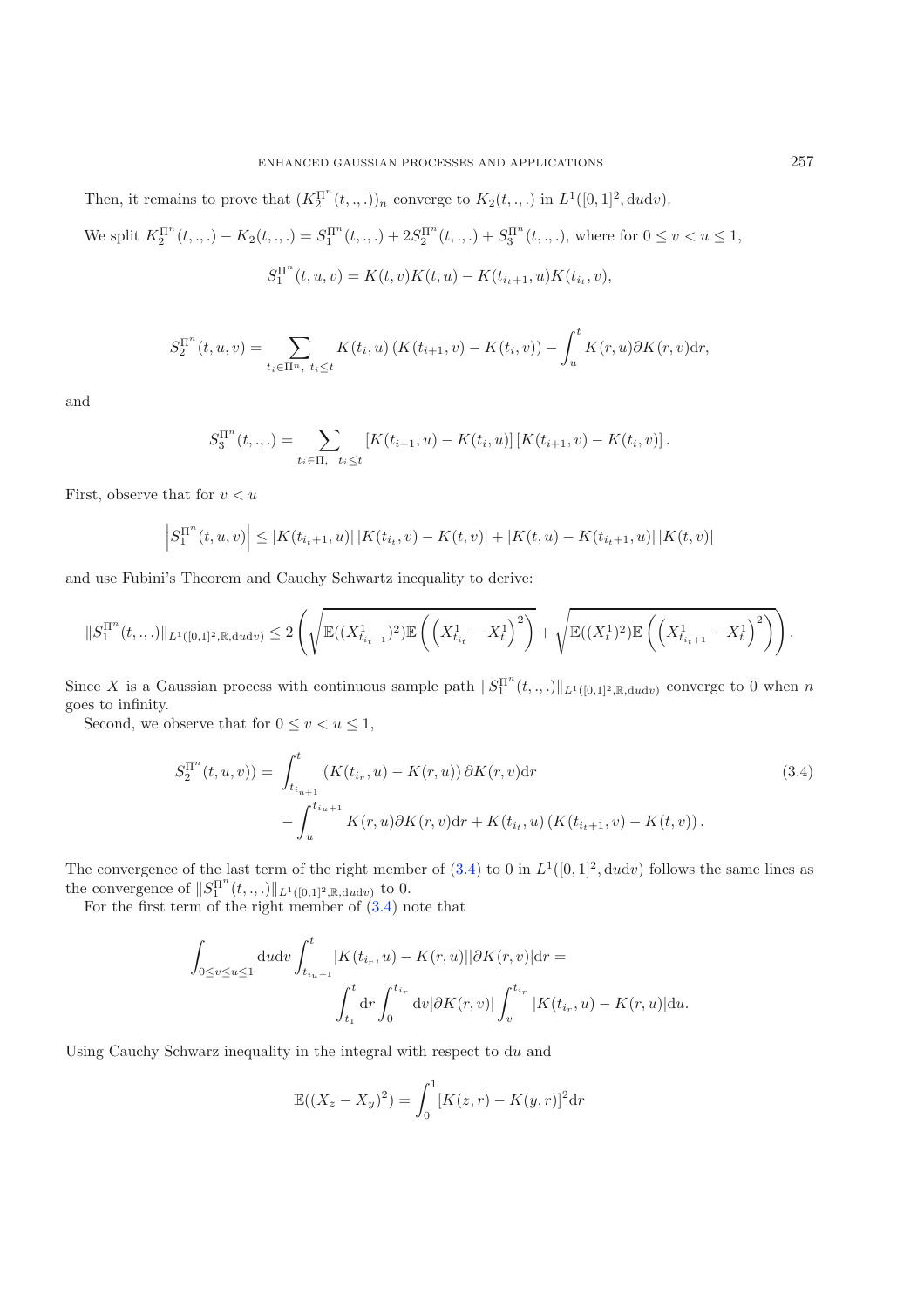Then, it remains to prove that $(K_2^{\Pi^n}(t,.,.))_n$ converge to $K_2(t,.,.)$ in $L^1([0,1]^2, \mathrm{d}u\mathrm{d}v)$.

We split $K_2^{\Pi^n}(t,.,.) - K_2(t,.,.) = S_1^{\Pi^n}(t,.,.) + 2S_2^{\Pi^n}(t,.,.) + S_3^{\Pi^n}(t,.,.)$, where for $0 \le v < u \le 1$,

$$S_1^{\Pi^n}(t,u,v) = K(t,v)K(t,u) - K(t_{i_t+1}, u)K(t_{i_t}, v),$$

$$S_2^{\Pi^n}(t,u,v) = \sum_{t_i \in \Pi^n,\ t_i \le t} K(t_i, u)\left(K(t_{i+1}, v) - K(t_i, v)\right) - \int_u^t K(r,u)\partial K(r,v)\mathrm{d}r,$$

and

$$S_3^{\Pi^n}(t,.,.) = \sum_{t_i \in \Pi,\quad t_i \le t} \left[K(t_{i+1}, u) - K(t_i, u)\right]\left[K(t_{i+1}, v) - K(t_i, v)\right].$$

First, observe that for $v < u$

$$\left|S_1^{\Pi^n}(t,u,v)\right| \le |K(t_{i_t+1}, u)|\,|K(t_{i_t}, v) - K(t,v)| + |K(t,u) - K(t_{i_t+1}, u)|\,|K(t,v)|$$

and use Fubini's Theorem and Cauchy Schwartz inequality to derive:

$$\|S_1^{\Pi^n}(t,.,.)\|_{L^1([0,1]^2,\mathbb{R},\mathrm{d}u\mathrm{d}v)} \le 2\left(\sqrt{\mathbb{E}((X^1_{t_{i_t+1}})^2)\mathbb{E}\left(\left(X^1_{t_{i_t}} - X^1_t\right)^2\right)} + \sqrt{\mathbb{E}((X^1_t)^2)\mathbb{E}\left(\left(X^1_{t_{i_t+1}} - X^1_t\right)^2\right)}\right).$$

Since $X$ is a Gaussian process with continuous sample path $\|S_1^{\Pi^n}(t,.,.)\|_{L^1([0,1]^2,\mathbb{R},\mathrm{d}u\mathrm{d}v)}$ converge to 0 when $n$ goes to infinity.

Second, we observe that for $0 \le v < u \le 1$,

$$\begin{aligned} S_2^{\Pi^n}(t,u,v)) = &\int_{t_{i_u+1}}^t \left(K(t_{i_r}, u) - K(r,u)\right)\partial K(r,v)\mathrm{d}r \\ &- \int_u^{t_{i_u+1}} K(r,u)\partial K(r,v)\mathrm{d}r + K(t_{i_t}, u)\left(K(t_{i_t+1}, v) - K(t,v)\right). \end{aligned} \tag{3.4}$$

The convergence of the last term of the right member of (3.4) to 0 in $L^1([0,1]^2, \mathrm{d}u\mathrm{d}v)$ follows the same lines as the convergence of $\|S_1^{\Pi^n}(t,.,.)\|_{L^1([0,1]^2,\mathbb{R},\mathrm{d}u\mathrm{d}v)}$ to 0.

For the first term of the right member of (3.4) note that

$$\int_{0\le v\le u\le 1} \mathrm{d}u\mathrm{d}v \int_{t_{i_u+1}}^t |K(t_{i_r}, u) - K(r,u)||\partial K(r,v)|\mathrm{d}r = \int_{t_1}^t \mathrm{d}r \int_0^{t_{i_r}} \mathrm{d}v|\partial K(r,v)| \int_v^{t_{i_r}} |K(t_{i_r}, u) - K(r,u)|\mathrm{d}u.$$

Using Cauchy Schwarz inequality in the integral with respect to $\mathrm{d}u$ and

$$\mathbb{E}((X_z - X_y)^2) = \int_0^1 [K(z,r) - K(y,r)]^2 \mathrm{d}r$$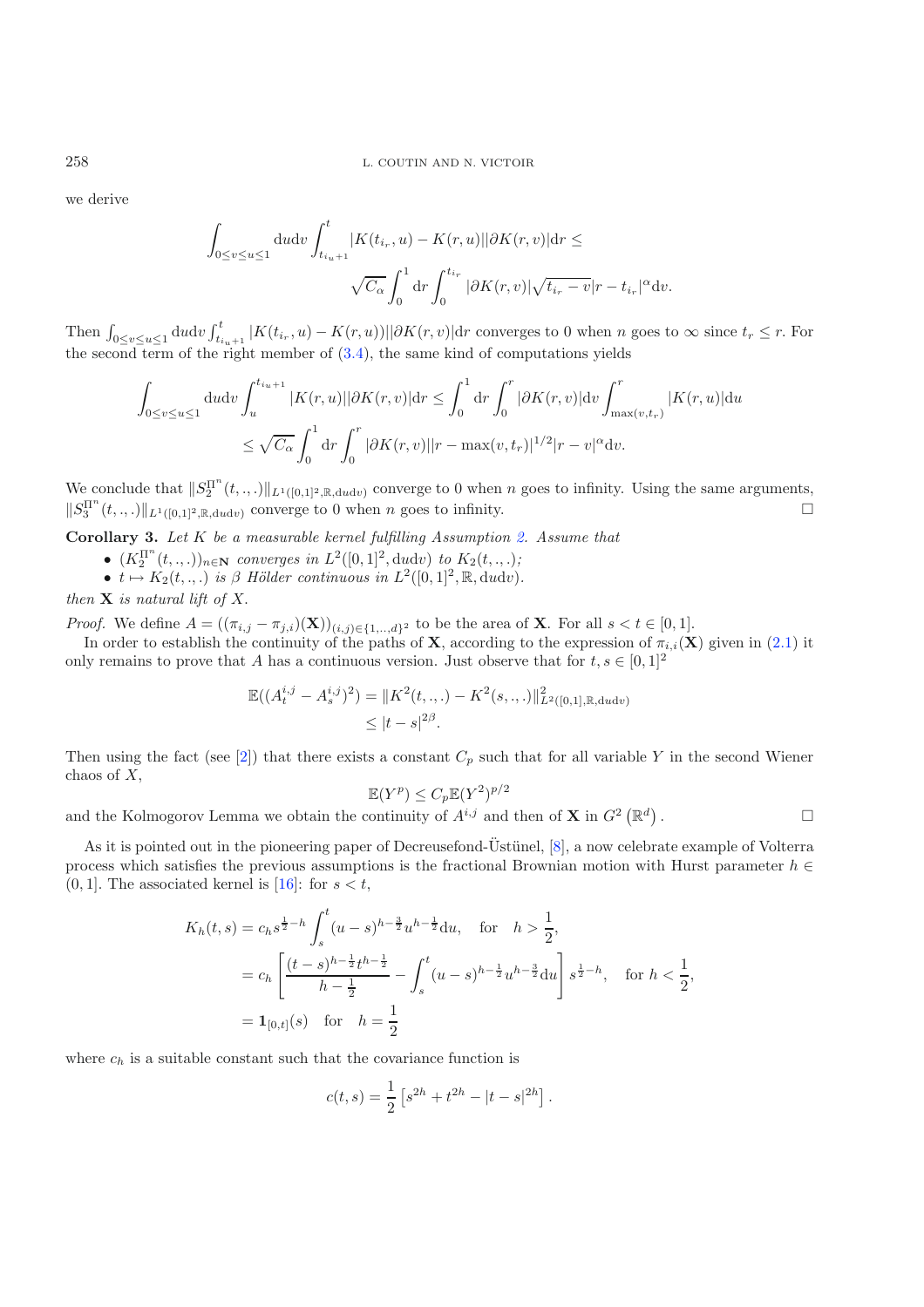we derive

$$\int_{0\leq v\leq u\leq 1} \mathrm{d}u\mathrm{d}v \int_{t_{i_u+1}}^{t} |K(t_{i_r},u)-K(r,u)||\partial K(r,v)|\mathrm{d}r \leq \sqrt{C_\alpha}\int_0^1 \mathrm{d}r \int_0^{t_{i_r}} |\partial K(r,v)|\sqrt{t_{i_r}-v}|r-t_{i_r}|^{\alpha}\mathrm{d}v.$$

Then $\int_{0\leq v\leq u\leq 1} \mathrm{d}u\mathrm{d}v \int_{t_{i_u+1}}^{t} |K(t_{i_r},u)-K(r,u))||\partial K(r,v)|\mathrm{d}r$ converges to 0 when $n$ goes to $\infty$ since $t_r \leq r$. For the second term of the right member of (3.4), the same kind of computations yields

$$\int_{0\leq v\leq u\leq 1} \mathrm{d}u\mathrm{d}v \int_{u}^{t_{i_u+1}} |K(r,u)||\partial K(r,v)|\mathrm{d}r \leq \int_0^1 \mathrm{d}r\int_0^r |\partial K(r,v)|\mathrm{d}v \int_{\max(v,t_r)}^r |K(r,u)|\mathrm{d}u$$
$$\leq \sqrt{C_\alpha}\int_0^1 \mathrm{d}r\int_0^r |\partial K(r,v)||r-\max(v,t_r)|^{1/2}|r-v|^{\alpha}\mathrm{d}v.$$

We conclude that $\|S_2^{\Pi^n}(t,.,.)\|_{L^1([0,1]^2,\mathbb{R},\mathrm{d}u\mathrm{d}v)}$ converge to 0 when $n$ goes to infinity. Using the same arguments, $\|S_3^{\Pi^n}(t,.,.)\|_{L^1([0,1]^2,\mathbb{R},\mathrm{d}u\mathrm{d}v)}$ converge to 0 when $n$ goes to infinity. □

**Corollary 3.** *Let $K$ be a measurable kernel fulfilling Assumption 2. Assume that*

- $(K_2^{\Pi^n}(t,.,.))_{n\in\mathbf{N}}$ *converges in* $L^2([0,1]^2,\mathrm{d}u\mathrm{d}v)$ *to* $K_2(t,.,.)$;
- $t\mapsto K_2(t,.,.)$ *is $\beta$ Hölder continuous in* $L^2([0,1]^2,\mathbb{R},\mathrm{d}u\mathrm{d}v)$.

*then $\mathbf{X}$ is natural lift of $X$.*

*Proof.* We define $A=((\pi_{i,j}-\pi_{j,i})(\mathbf{X}))_{(i,j)\in\{1,..,d\}^2}$ to be the area of $\mathbf{X}$. For all $s<t\in[0,1]$.

In order to establish the continuity of the paths of $\mathbf{X}$, according to the expression of $\pi_{i,i}(\mathbf{X})$ given in (2.1) it only remains to prove that $A$ has a continuous version. Just observe that for $t,s\in[0,1]^2$

$$\mathbb{E}((A_t^{i,j}-A_s^{i,j})^2) = \|K^2(t,.,.)-K^2(s,.,.)\|^2_{L^2([0,1],\mathbb{R},\mathrm{d}u\mathrm{d}v)}$$
$$\leq |t-s|^{2\beta}.$$

Then using the fact (see [2]) that there exists a constant $C_p$ such that for all variable $Y$ in the second Wiener chaos of $X$,

$$\mathbb{E}(Y^p)\leq C_p\mathbb{E}(Y^2)^{p/2}$$

and the Kolmogorov Lemma we obtain the continuity of $A^{i,j}$ and then of $\mathbf{X}$ in $G^2\left(\mathbb{R}^d\right)$. □

As it is pointed out in the pioneering paper of Decreusefond-Üstünel, [8], a now celebrate example of Volterra process which satisfies the previous assumptions is the fractional Brownian motion with Hurst parameter $h\in(0,1]$. The associated kernel is [16]: for $s<t$,

$$K_h(t,s) = c_h s^{\frac{1}{2}-h}\int_s^t (u-s)^{h-\frac{3}{2}}u^{h-\frac{1}{2}}\mathrm{d}u, \quad \text{for} \quad h>\frac{1}{2},$$
$$= c_h\left[\frac{(t-s)^{h-\frac{1}{2}}t^{h-\frac{1}{2}}}{h-\frac{1}{2}} - \int_s^t (u-s)^{h-\frac{1}{2}}u^{h-\frac{3}{2}}\mathrm{d}u\right]s^{\frac{1}{2}-h}, \quad \text{for } h<\frac{1}{2},$$
$$= \mathbf{1}_{[0,t]}(s) \quad \text{for} \quad h=\frac{1}{2}$$

where $c_h$ is a suitable constant such that the covariance function is

$$c(t,s)=\frac{1}{2}\left[s^{2h}+t^{2h}-|t-s|^{2h}\right].$$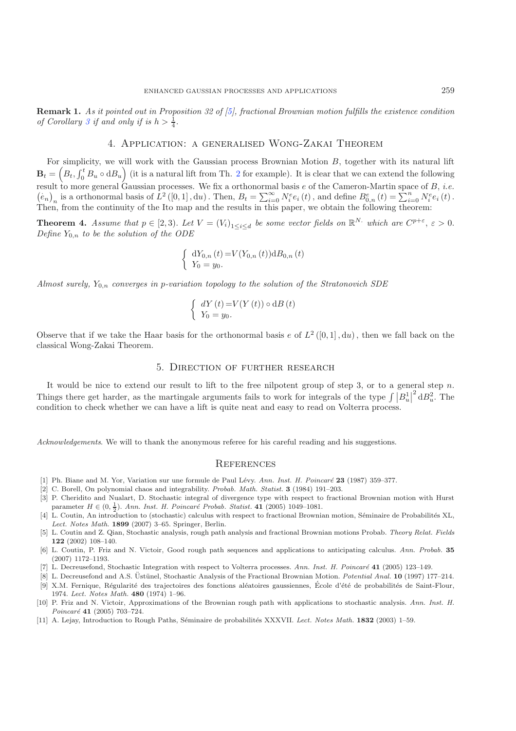**Remark 1.** *As it pointed out in Proposition 32 of [5], fractional Brownian motion fulfills the existence condition of Corollary 3 if and only if is $h > \frac{1}{4}$.*

## 4. Application: a generalised Wong-Zakai Theorem

For simplicity, we will work with the Gaussian process Brownian Motion $B$, together with its natural lift $\mathbf{B}_t = \left(B_t, \int_0^t B_u \circ \mathrm{d}B_u\right)$ (it is a natural lift from Th. 2 for example). It is clear that we can extend the following result to more general Gaussian processes. We fix a orthonormal basis $e$ of the Cameron-Martin space of $B$, *i.e.* $\left(\dot{e}_n\right)_n$ is a orthonormal basis of $L^2\left([0,1], \mathrm{d}u\right)$. Then, $B_t = \sum_{i=0}^{\infty} N_i^e e_i\left(t\right)$, and define $B_{0,n}^e\left(t\right) = \sum_{i=0}^{n} N_i^e e_i\left(t\right)$. Then, from the continuity of the Ito map and the results in this paper, we obtain the following theorem:

**Theorem 4.** *Assume that $p \in [2,3)$. Let $V = (V_i)_{1 \leq i \leq d}$ be some vector fields on $\mathbb{R}^{N\cdot}$ which are $C^{p+\varepsilon}$, $\varepsilon > 0$. Define $Y_{0,n}$ to be the solution of the ODE*

$$\begin{cases} \mathrm{d}Y_{0,n}\left(t\right) = V(Y_{0,n}\left(t\right))\mathrm{d}B_{0,n}\left(t\right) \\ Y_0 = y_0. \end{cases}$$

*Almost surely, $Y_{0,n}$ converges in p-variation topology to the solution of the Stratonovich SDE*

$$\begin{cases} dY\left(t\right) = V(Y\left(t\right)) \circ \mathrm{d}B\left(t\right) \\ Y_0 = y_0. \end{cases}$$

Observe that if we take the Haar basis for the orthonormal basis $e$ of $L^2\left([0,1], \mathrm{d}u\right)$, then we fall back on the classical Wong-Zakai Theorem.

## 5. Direction of further research

It would be nice to extend our result to lift to the free nilpotent group of step 3, or to a general step $n$. Things there get harder, as the martingale arguments fails to work for integrals of the type $\int \left|B_u^1\right|^2 \mathrm{d}B_u^2$. The condition to check whether we can have a lift is quite neat and easy to read on Volterra process.

*Acknowledgements*. We will to thank the anonymous referee for his careful reading and his suggestions.

## References

[1] Ph. Biane and M. Yor, Variation sur une formule de Paul Lévy. *Ann. Inst. H. Poincaré* **23** (1987) 359–377.

[2] C. Borell, On polynomial chaos and integrability. *Probab. Math. Statist.* **3** (1984) 191–203.

[3] P. Cheridito and Nualart, D. Stochastic integral of divergence type with respect to fractional Brownian motion with Hurst parameter $H \in (0, \frac{1}{2})$. *Ann. Inst. H. Poincaré Probab. Statist.* **41** (2005) 1049–1081.

[4] L. Coutin, An introduction to (stochastic) calculus with respect to fractional Brownian motion, Séminaire de Probabilités XL, *Lect. Notes Math.* **1899** (2007) 3–65. Springer, Berlin.

[5] L. Coutin and Z. Qian, Stochastic analysis, rough path analysis and fractional Brownian motions Probab. *Theory Relat. Fields* **122** (2002) 108–140.

[6] L. Coutin, P. Friz and N. Victoir, Good rough path sequences and applications to anticipating calculus. *Ann. Probab.* **35** (2007) 1172–1193.

[7] L. Decreusefond, Stochastic Integration with respect to Volterra processes. *Ann. Inst. H. Poincaré* **41** (2005) 123–149.

[8] L. Decreusefond and A.S. Üstünel, Stochastic Analysis of the Fractional Brownian Motion. *Potential Anal.* **10** (1997) 177–214.

[9] X.M. Fernique, Régularité des trajectoires des fonctions aléatoires gaussiennes, École d'été de probabilités de Saint-Flour, 1974. *Lect. Notes Math.* **480** (1974) 1–96.

[10] P. Friz and N. Victoir, Approximations of the Brownian rough path with applications to stochastic analysis. *Ann. Inst. H. Poincaré* **41** (2005) 703–724.

[11] A. Lejay, Introduction to Rough Paths, Séminaire de probabilités XXXVII. *Lect. Notes Math.* **1832** (2003) 1–59.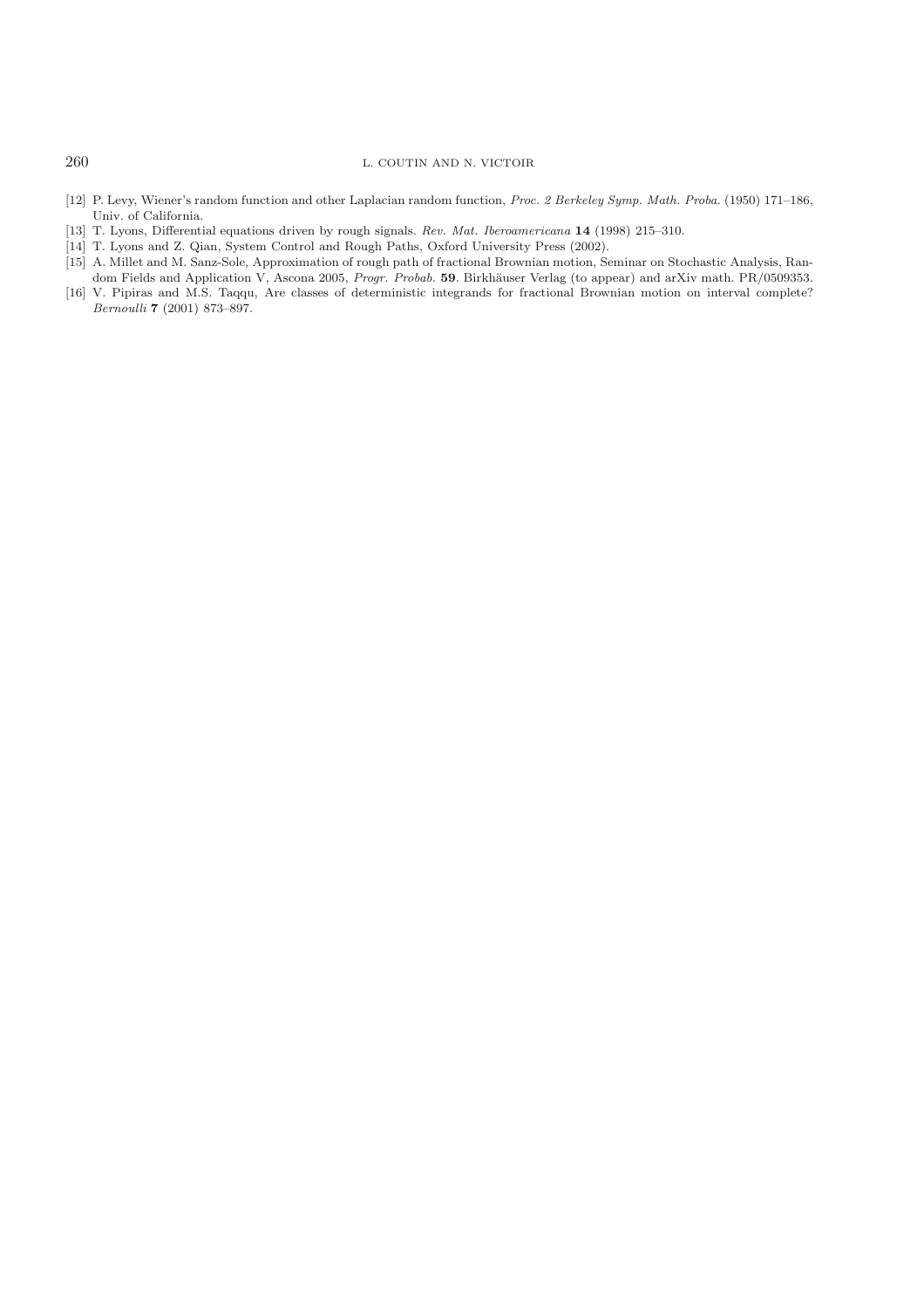[12] P. Levy, Wiener's random function and other Laplacian random function, *Proc. 2 Berkeley Symp. Math. Proba.* (1950) 171–186, Univ. of California.

[13] T. Lyons, Differential equations driven by rough signals. *Rev. Mat. Iberoamericana* **14** (1998) 215–310.

[14] T. Lyons and Z. Qian, System Control and Rough Paths, Oxford University Press (2002).

[15] A. Millet and M. Sanz-Sole, Approximation of rough path of fractional Brownian motion, Seminar on Stochastic Analysis, Random Fields and Application V, Ascona 2005, *Progr. Probab.* **59**. Birkhäuser Verlag (to appear) and arXiv math. PR/0509353.

[16] V. Pipiras and M.S. Taqqu, Are classes of deterministic integrands for fractional Brownian motion on interval complete? *Bernoulli* **7** (2001) 873–897.